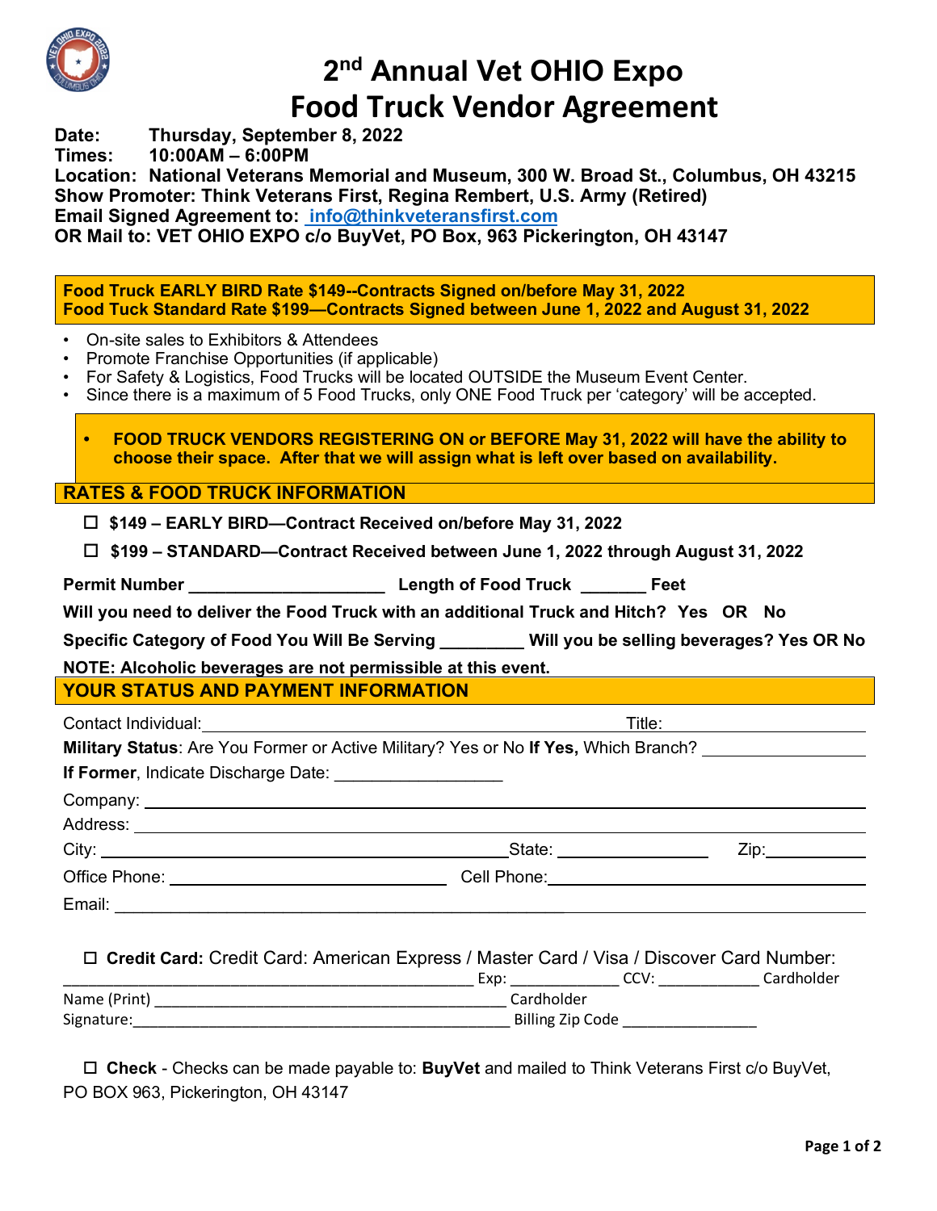# 2nd Annual Vet OHIO Expo
# Food Truck Vendor Agreement

**Date:** Thursday, September 8, 2022
**Times:** 10:00AM – 6:00PM
**Location:** National Veterans Memorial and Museum, 300 W. Broad St., Columbus, OH 43215
**Show Promoter:** Think Veterans First, Regina Rembert, U.S. Army (Retired)
**Email Signed Agreement to:** info@thinkveteransfirst.com
**OR Mail to:** VET OHIO EXPO c/o BuyVet, PO Box, 963 Pickerington, OH 43147

**Food Truck EARLY BIRD Rate $149--Contracts Signed on/before May 31, 2022**
**Food Tuck Standard Rate $199—Contracts Signed between June 1, 2022 and August 31, 2022**

- On-site sales to Exhibitors & Attendees
- Promote Franchise Opportunities (if applicable)
- For Safety & Logistics, Food Trucks will be located OUTSIDE the Museum Event Center.
- Since there is a maximum of 5 Food Trucks, only ONE Food Truck per 'category' will be accepted.

- **FOOD TRUCK VENDORS REGISTERING ON or BEFORE May 31, 2022 will have the ability to choose their space. After that we will assign what is left over based on availability.**

## RATES & FOOD TRUCK INFORMATION

☐ **$149 – EARLY BIRD—Contract Received on/before May 31, 2022**

☐ **$199 – STANDARD—Contract Received between June 1, 2022 through August 31, 2022**

**Permit Number** ____________________ **Length of Food Truck** _______ **Feet**

**Will you need to deliver the Food Truck with an additional Truck and Hitch? Yes OR No**

**Specific Category of Food You Will Be Serving** _________ **Will you be selling beverages? Yes OR No**

**NOTE: Alcoholic beverages are not permissible at this event.**

## YOUR STATUS AND PAYMENT INFORMATION

Contact Individual: ____________________ Title: ____________________

**Military Status**: Are You Former or Active Military? Yes or No **If Yes,** Which Branch? ____________________

**If Former**, Indicate Discharge Date: __________________

Company: ____________________

Address: ____________________

City: ____________________ State: ____________ Zip: __________

Office Phone: ____________________ Cell Phone: ____________________

Email: ____________________

☐ **Credit Card:** Credit Card: American Express / Master Card / Visa / Discover Card Number: ____________________ Exp: ____________ CCV: ____________ Cardholder Name (Print) ____________________ Cardholder Signature: ____________________ Billing Zip Code ________________

☐ **Check** - Checks can be made payable to: **BuyVet** and mailed to Think Veterans First c/o BuyVet, PO BOX 963, Pickerington, OH 43147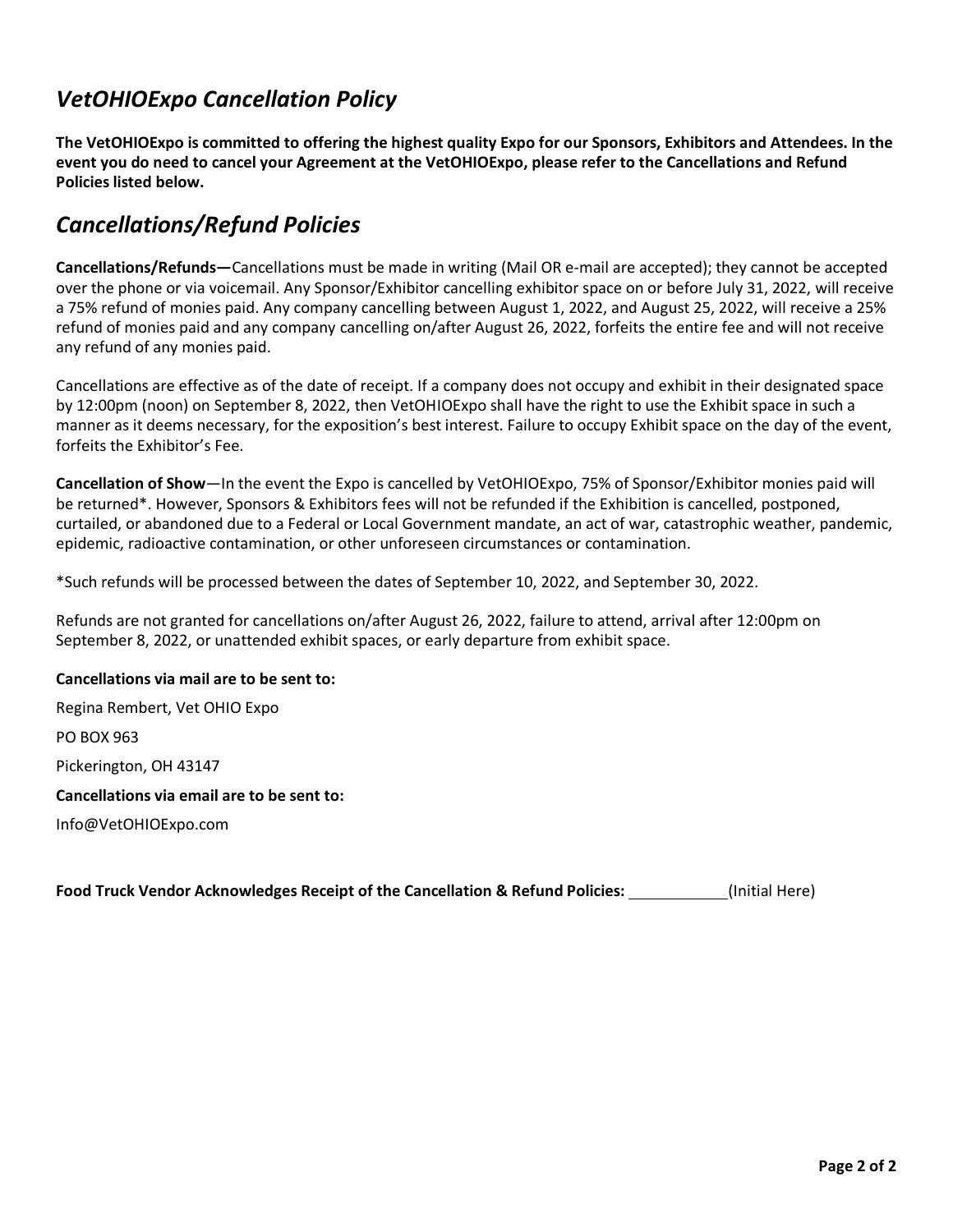## *VetOHIOExpo Cancellation Policy*

**The VetOHIOExpo is committed to offering the highest quality Expo for our Sponsors, Exhibitors and Attendees. In the event you do need to cancel your Agreement at the VetOHIOExpo, please refer to the Cancellations and Refund Policies listed below.**

## *Cancellations/Refund Policies*

**Cancellations/Refunds—**Cancellations must be made in writing (Mail OR e-mail are accepted); they cannot be accepted over the phone or via voicemail. Any Sponsor/Exhibitor cancelling exhibitor space on or before July 31, 2022, will receive a 75% refund of monies paid. Any company cancelling between August 1, 2022, and August 25, 2022, will receive a 25% refund of monies paid and any company cancelling on/after August 26, 2022, forfeits the entire fee and will not receive any refund of any monies paid.

Cancellations are effective as of the date of receipt. If a company does not occupy and exhibit in their designated space by 12:00pm (noon) on September 8, 2022, then VetOHIOExpo shall have the right to use the Exhibit space in such a manner as it deems necessary, for the exposition's best interest. Failure to occupy Exhibit space on the day of the event, forfeits the Exhibitor's Fee.

**Cancellation of Show**—In the event the Expo is cancelled by VetOHIOExpo, 75% of Sponsor/Exhibitor monies paid will be returned*. However, Sponsors & Exhibitors fees will not be refunded if the Exhibition is cancelled, postponed, curtailed, or abandoned due to a Federal or Local Government mandate, an act of war, catastrophic weather, pandemic, epidemic, radioactive contamination, or other unforeseen circumstances or contamination.

*Such refunds will be processed between the dates of September 10, 2022, and September 30, 2022.

Refunds are not granted for cancellations on/after August 26, 2022, failure to attend, arrival after 12:00pm on September 8, 2022, or unattended exhibit spaces, or early departure from exhibit space.

**Cancellations via mail are to be sent to:**

Regina Rembert, Vet OHIO Expo

PO BOX 963

Pickerington, OH 43147

**Cancellations via email are to be sent to:**

Info@VetOHIOExpo.com

**Food Truck Vendor Acknowledges Receipt of the Cancellation & Refund Policies:** ___________(Initial Here)